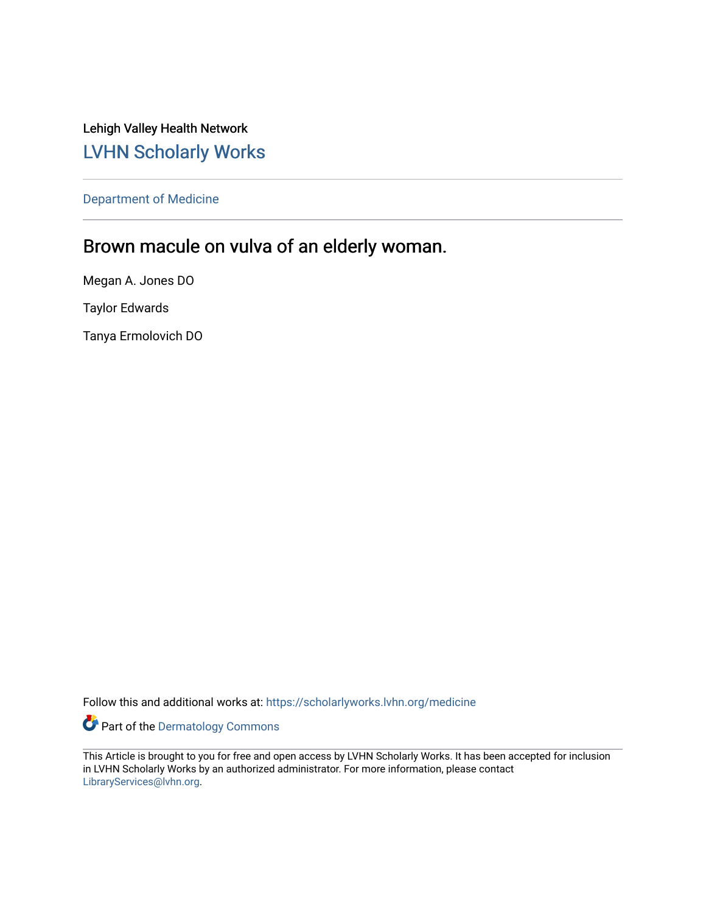Lehigh Valley Health Network

## LVHN Scholarly Works

Department of Medicine

# Brown macule on vulva of an elderly woman.

Megan A. Jones DO

Taylor Edwards

Tanya Ermolovich DO

Follow this and additional works at: https://scholarlyworks.lvhn.org/medicine

Part of the Dermatology Commons

This Article is brought to you for free and open access by LVHN Scholarly Works. It has been accepted for inclusion in LVHN Scholarly Works by an authorized administrator. For more information, please contact LibraryServices@lvhn.org.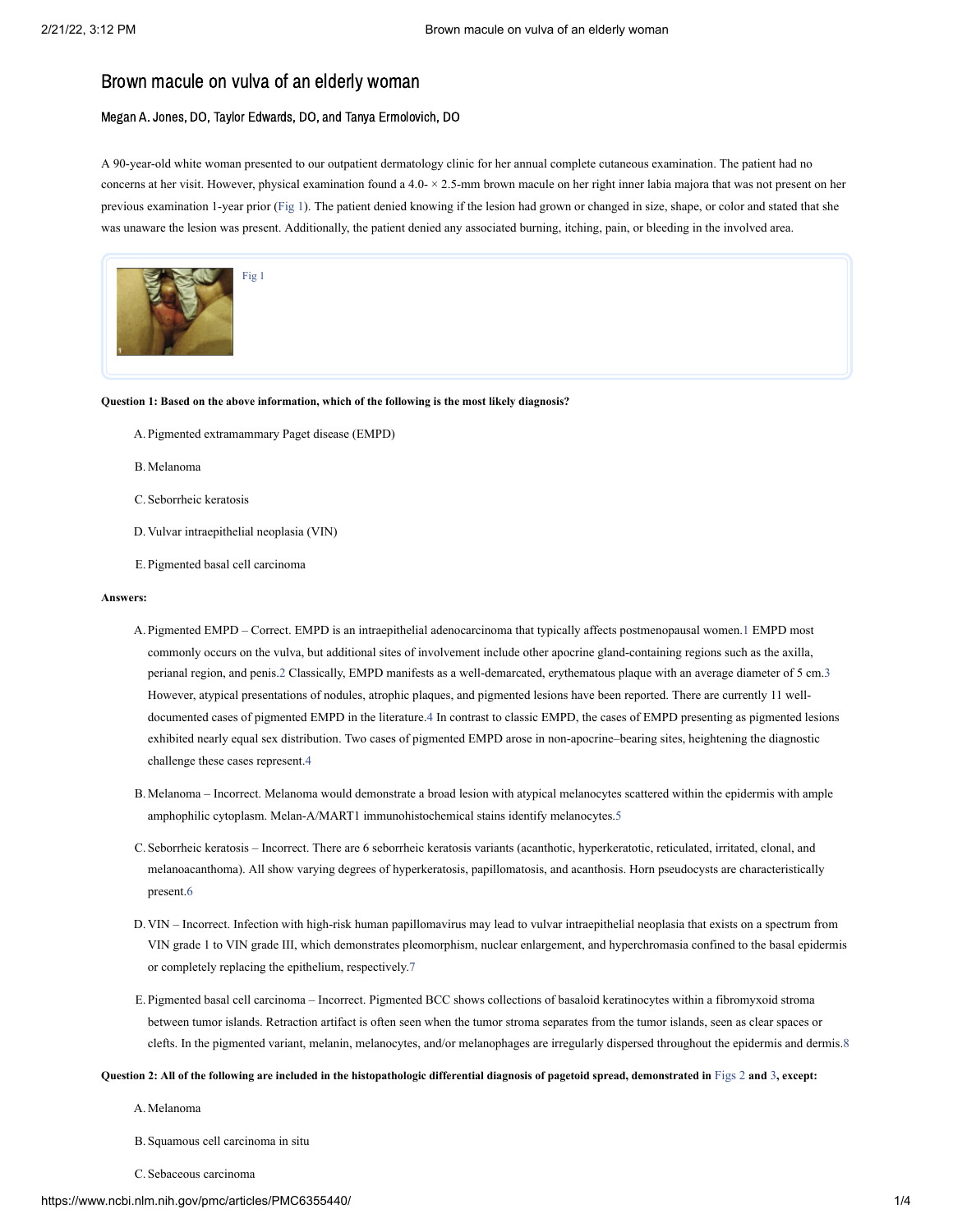# Brown macule on vulva of an elderly woman

### Megan A. Jones, DO, Taylor Edwards, DO, and Tanya Ermolovich, DO

A 90-year-old white woman presented to our outpatient dermatology clinic for her annual complete cutaneous examination. The patient had no concerns at her visit. However, physical examination found a 4.0- × 2.5-mm brown macule on her right inner labia majora that was not present on her previous examination 1-year prior (Fig 1). The patient denied knowing if the lesion had grown or changed in size, shape, or color and stated that she was unaware the lesion was present. Additionally, the patient denied any associated burning, itching, pain, or bleeding in the involved area.

Fig 1

**Question 1: Based on the above information, which of the following is the most likely diagnosis?**

A. Pigmented extramammary Paget disease (EMPD)

B. Melanoma

C. Seborrheic keratosis

D. Vulvar intraepithelial neoplasia (VIN)

E. Pigmented basal cell carcinoma

**Answers:**

A. Pigmented EMPD – Correct. EMPD is an intraepithelial adenocarcinoma that typically affects postmenopausal women.[1] EMPD most commonly occurs on the vulva, but additional sites of involvement include other apocrine gland-containing regions such as the axilla, perianal region, and penis.[2] Classically, EMPD manifests as a well-demarcated, erythematous plaque with an average diameter of 5 cm.[3] However, atypical presentations of nodules, atrophic plaques, and pigmented lesions have been reported. There are currently 11 well-documented cases of pigmented EMPD in the literature.[4] In contrast to classic EMPD, the cases of EMPD presenting as pigmented lesions exhibited nearly equal sex distribution. Two cases of pigmented EMPD arose in non-apocrine–bearing sites, heightening the diagnostic challenge these cases represent.[4]

B. Melanoma – Incorrect. Melanoma would demonstrate a broad lesion with atypical melanocytes scattered within the epidermis with ample amphophilic cytoplasm. Melan-A/MART1 immunohistochemical stains identify melanocytes.[5]

C. Seborrheic keratosis – Incorrect. There are 6 seborrheic keratosis variants (acanthotic, hyperkeratotic, reticulated, irritated, clonal, and melanoacanthoma). All show varying degrees of hyperkeratosis, papillomatosis, and acanthosis. Horn pseudocysts are characteristically present.[6]

D. VIN – Incorrect. Infection with high-risk human papillomavirus may lead to vulvar intraepithelial neoplasia that exists on a spectrum from VIN grade 1 to VIN grade III, which demonstrates pleomorphism, nuclear enlargement, and hyperchromasia confined to the basal epidermis or completely replacing the epithelium, respectively.[7]

E. Pigmented basal cell carcinoma – Incorrect. Pigmented BCC shows collections of basaloid keratinocytes within a fibromyxoid stroma between tumor islands. Retraction artifact is often seen when the tumor stroma separates from the tumor islands, seen as clear spaces or clefts. In the pigmented variant, melanin, melanocytes, and/or melanophages are irregularly dispersed throughout the epidermis and dermis.[8]

**Question 2: All of the following are included in the histopathologic differential diagnosis of pagetoid spread, demonstrated in Figs 2 and 3, except:**

A. Melanoma

B. Squamous cell carcinoma in situ

C. Sebaceous carcinoma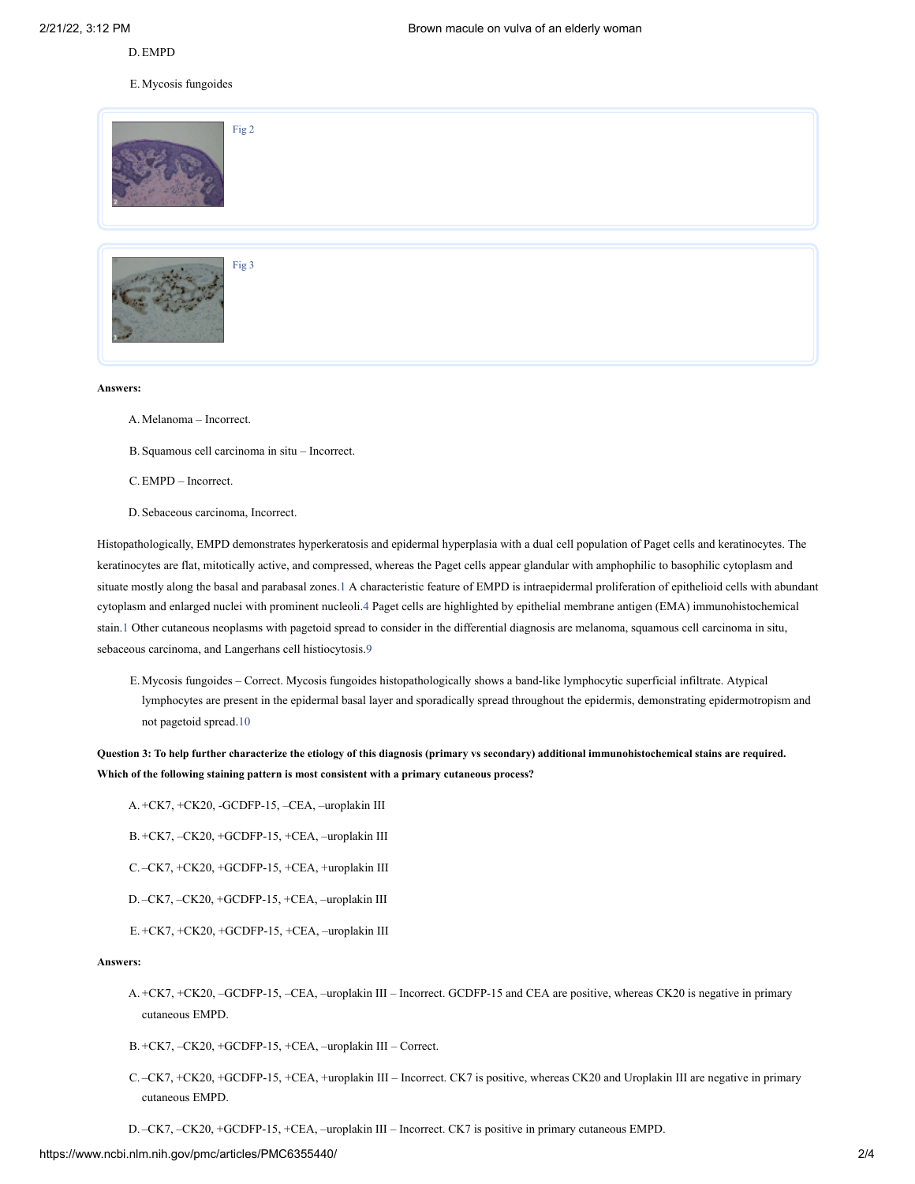D. EMPD

E. Mycosis fungoides

Fig 2

Fig 3

**Answers:**

A. Melanoma – Incorrect.

B. Squamous cell carcinoma in situ – Incorrect.

C. EMPD – Incorrect.

D. Sebaceous carcinoma, Incorrect.

Histopathologically, EMPD demonstrates hyperkeratosis and epidermal hyperplasia with a dual cell population of Paget cells and keratinocytes. The keratinocytes are flat, mitotically active, and compressed, whereas the Paget cells appear glandular with amphophilic to basophilic cytoplasm and situate mostly along the basal and parabasal zones.[1] A characteristic feature of EMPD is intraepidermal proliferation of epithelioid cells with abundant cytoplasm and enlarged nuclei with prominent nucleoli.[4] Paget cells are highlighted by epithelial membrane antigen (EMA) immunohistochemical stain.[1] Other cutaneous neoplasms with pagetoid spread to consider in the differential diagnosis are melanoma, squamous cell carcinoma in situ, sebaceous carcinoma, and Langerhans cell histiocytosis.[9]

E. Mycosis fungoides – Correct. Mycosis fungoides histopathologically shows a band-like lymphocytic superficial infiltrate. Atypical lymphocytes are present in the epidermal basal layer and sporadically spread throughout the epidermis, demonstrating epidermotropism and not pagetoid spread.[10]

**Question 3: To help further characterize the etiology of this diagnosis (primary vs secondary) additional immunohistochemical stains are required. Which of the following staining pattern is most consistent with a primary cutaneous process?**

A. +CK7, +CK20, -GCDFP-15, –CEA, –uroplakin III

B. +CK7, –CK20, +GCDFP-15, +CEA, –uroplakin III

C. –CK7, +CK20, +GCDFP-15, +CEA, +uroplakin III

D. –CK7, –CK20, +GCDFP-15, +CEA, –uroplakin III

E. +CK7, +CK20, +GCDFP-15, +CEA, –uroplakin III

**Answers:**

A. +CK7, +CK20, –GCDFP-15, –CEA, –uroplakin III – Incorrect. GCDFP-15 and CEA are positive, whereas CK20 is negative in primary cutaneous EMPD.

B. +CK7, –CK20, +GCDFP-15, +CEA, –uroplakin III – Correct.

C. –CK7, +CK20, +GCDFP-15, +CEA, +uroplakin III – Incorrect. CK7 is positive, whereas CK20 and Uroplakin III are negative in primary cutaneous EMPD.

D. –CK7, –CK20, +GCDFP-15, +CEA, –uroplakin III – Incorrect. CK7 is positive in primary cutaneous EMPD.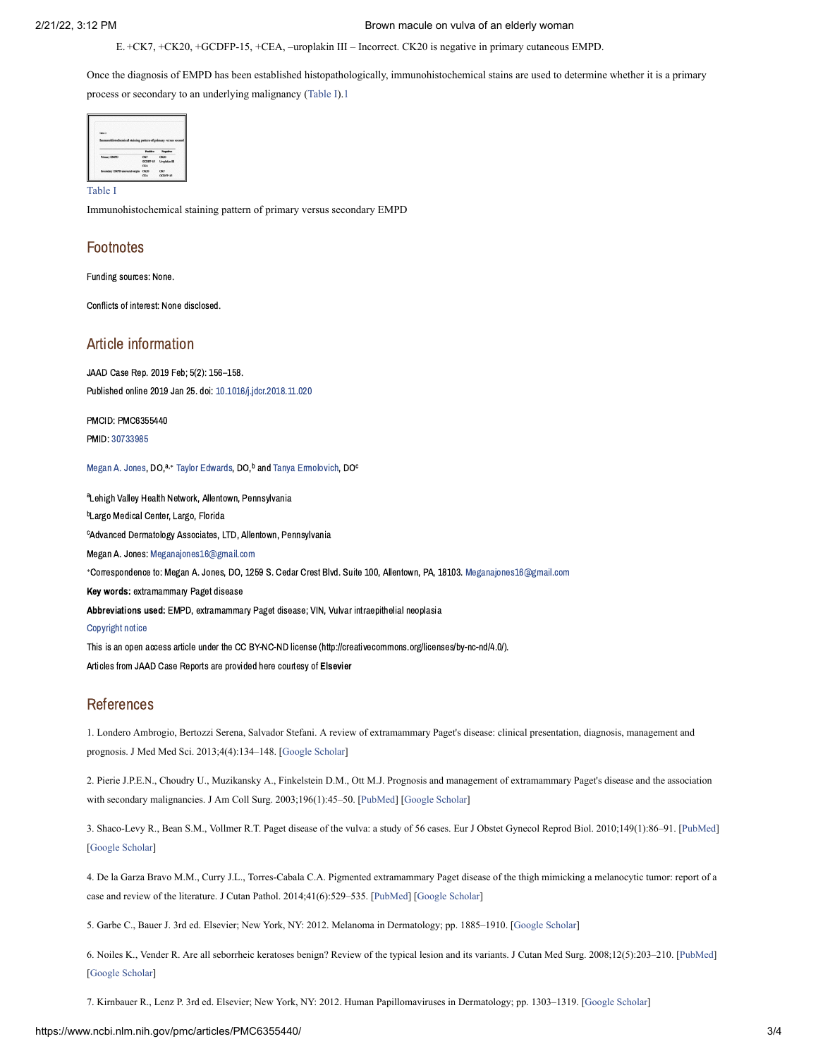E. +CK7, +CK20, +GCDFP-15, +CEA, –uroplakin III – Incorrect. CK20 is negative in primary cutaneous EMPD.

Once the diagnosis of EMPD has been established histopathologically, immunohistochemical stains are used to determine whether it is a primary process or secondary to an underlying malignancy (Table I).1

Table I

Immunohistochemical staining pattern of primary versus secondary EMPD

| | Positive | Negative |
|---|---|---|
| Primary EMPD | CK7<br>GCDFP-15<br>CEA | CK20<br>Uroplakin III |
| Secondary EMPD anorectal origin | CK20<br>CEA | CK7<br>GCDFP-15 |

## Footnotes

Funding sources: None.

Conflicts of interest: None disclosed.

## Article information

JAAD Case Rep. 2019 Feb; 5(2): 156–158.

Published online 2019 Jan 25. doi: 10.1016/j.jdcr.2018.11.020

PMCID: PMC6355440

PMID: 30733985

Megan A. Jones, DO,[a,*] Taylor Edwards, DO,[b] and Tanya Ermolovich, DO[c]

[a]Lehigh Valley Health Network, Allentown, Pennsylvania

[b]Largo Medical Center, Largo, Florida

[c]Advanced Dermatology Associates, LTD, Allentown, Pennsylvania

Megan A. Jones: Meganajones16@gmail.com

*Correspondence to: Megan A. Jones, DO, 1259 S. Cedar Crest Blvd. Suite 100, Allentown, PA, 18103. Meganajones16@gmail.com

**Key words:** extramammary Paget disease

**Abbreviations used:** EMPD, extramammary Paget disease; VIN, Vulvar intraepithelial neoplasia

Copyright notice

This is an open access article under the CC BY-NC-ND license (http://creativecommons.org/licenses/by-nc-nd/4.0/).

Articles from JAAD Case Reports are provided here courtesy of **Elsevier**

## References

1. Londero Ambrogio, Bertozzi Serena, Salvador Stefani. A review of extramammary Paget's disease: clinical presentation, diagnosis, management and prognosis. J Med Med Sci. 2013;4(4):134–148. [Google Scholar]

2. Pierie J.P.E.N., Choudry U., Muzikansky A., Finkelstein D.M., Ott M.J. Prognosis and management of extramammary Paget's disease and the association with secondary malignancies. J Am Coll Surg. 2003;196(1):45–50. [PubMed] [Google Scholar]

3. Shaco-Levy R., Bean S.M., Vollmer R.T. Paget disease of the vulva: a study of 56 cases. Eur J Obstet Gynecol Reprod Biol. 2010;149(1):86–91. [PubMed] [Google Scholar]

4. De la Garza Bravo M.M., Curry J.L., Torres-Cabala C.A. Pigmented extramammary Paget disease of the thigh mimicking a melanocytic tumor: report of a case and review of the literature. J Cutan Pathol. 2014;41(6):529–535. [PubMed] [Google Scholar]

5. Garbe C., Bauer J. 3rd ed. Elsevier; New York, NY: 2012. Melanoma in Dermatology; pp. 1885–1910. [Google Scholar]

6. Noiles K., Vender R. Are all seborrheic keratoses benign? Review of the typical lesion and its variants. J Cutan Med Surg. 2008;12(5):203–210. [PubMed] [Google Scholar]

7. Kirnbauer R., Lenz P. 3rd ed. Elsevier; New York, NY: 2012. Human Papillomaviruses in Dermatology; pp. 1303–1319. [Google Scholar]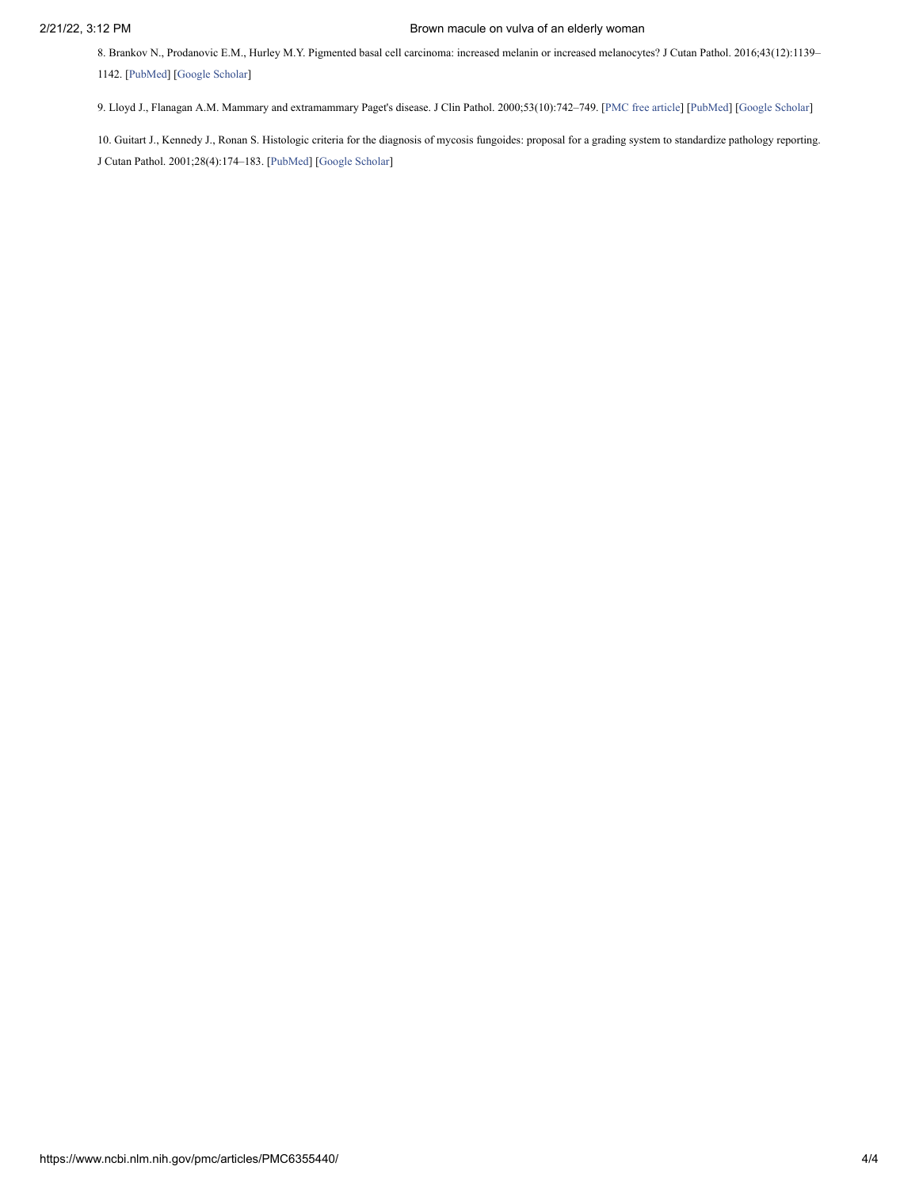8. Brankov N., Prodanovic E.M., Hurley M.Y. Pigmented basal cell carcinoma: increased melanin or increased melanocytes? J Cutan Pathol. 2016;43(12):1139–1142. [PubMed] [Google Scholar]

9. Lloyd J., Flanagan A.M. Mammary and extramammary Paget's disease. J Clin Pathol. 2000;53(10):742–749. [PMC free article] [PubMed] [Google Scholar]

10. Guitart J., Kennedy J., Ronan S. Histologic criteria for the diagnosis of mycosis fungoides: proposal for a grading system to standardize pathology reporting. J Cutan Pathol. 2001;28(4):174–183. [PubMed] [Google Scholar]